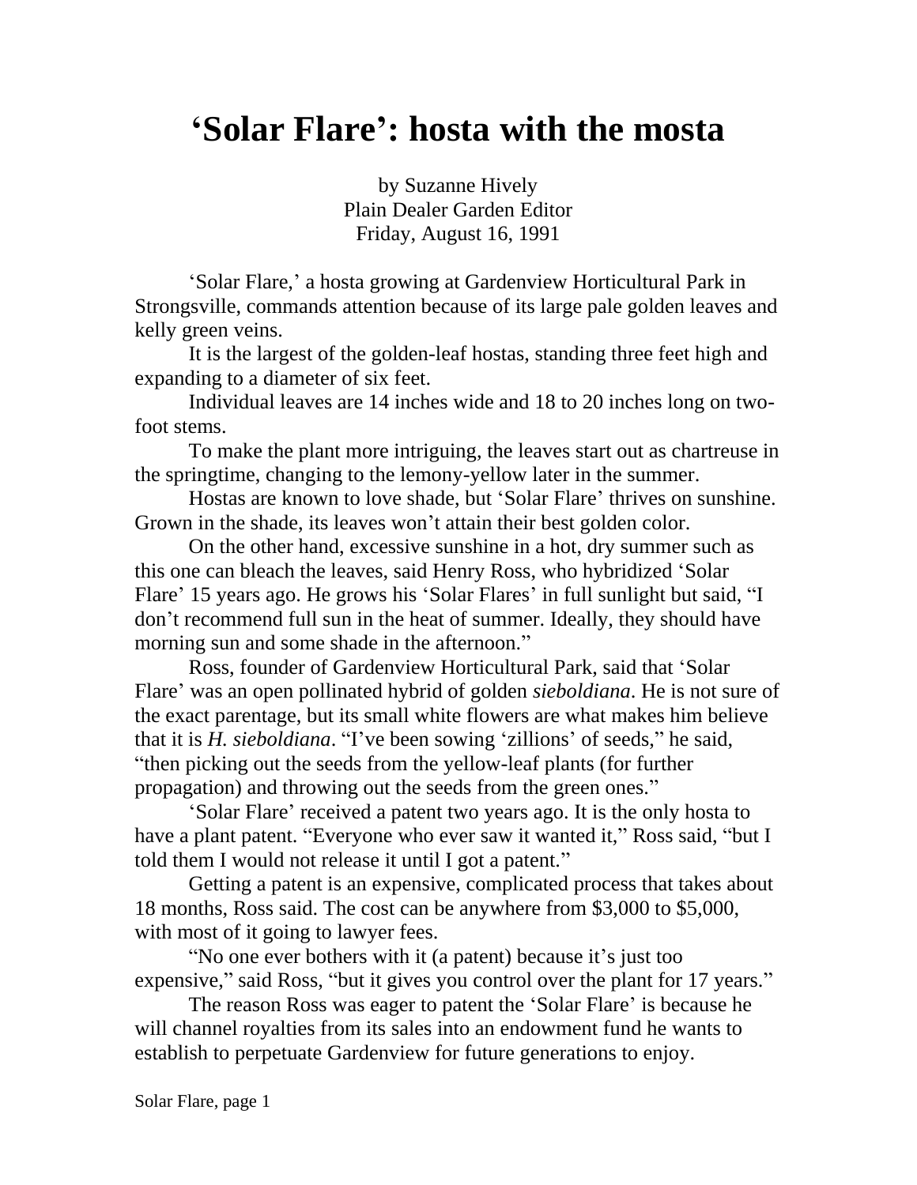# ‘Solar Flare’: hosta with the mosta

by Suzanne Hively
Plain Dealer Garden Editor
Friday, August 16, 1991

‘Solar Flare,’ a hosta growing at Gardenview Horticultural Park in Strongsville, commands attention because of its large pale golden leaves and kelly green veins.

It is the largest of the golden-leaf hostas, standing three feet high and expanding to a diameter of six feet.

Individual leaves are 14 inches wide and 18 to 20 inches long on two-foot stems.

To make the plant more intriguing, the leaves start out as chartreuse in the springtime, changing to the lemony-yellow later in the summer.

Hostas are known to love shade, but ‘Solar Flare’ thrives on sunshine. Grown in the shade, its leaves won’t attain their best golden color.

On the other hand, excessive sunshine in a hot, dry summer such as this one can bleach the leaves, said Henry Ross, who hybridized ‘Solar Flare’ 15 years ago. He grows his ‘Solar Flares’ in full sunlight but said, “I don’t recommend full sun in the heat of summer. Ideally, they should have morning sun and some shade in the afternoon.”

Ross, founder of Gardenview Horticultural Park, said that ‘Solar Flare’ was an open pollinated hybrid of golden *sieboldiana*. He is not sure of the exact parentage, but its small white flowers are what makes him believe that it is *H. sieboldiana*. “I’ve been sowing ‘zillions’ of seeds,” he said, “then picking out the seeds from the yellow-leaf plants (for further propagation) and throwing out the seeds from the green ones.”

‘Solar Flare’ received a patent two years ago. It is the only hosta to have a plant patent. “Everyone who ever saw it wanted it,” Ross said, “but I told them I would not release it until I got a patent.”

Getting a patent is an expensive, complicated process that takes about 18 months, Ross said. The cost can be anywhere from $3,000 to $5,000, with most of it going to lawyer fees.

“No one ever bothers with it (a patent) because it’s just too expensive,” said Ross, “but it gives you control over the plant for 17 years.”

The reason Ross was eager to patent the ‘Solar Flare’ is because he will channel royalties from its sales into an endowment fund he wants to establish to perpetuate Gardenview for future generations to enjoy.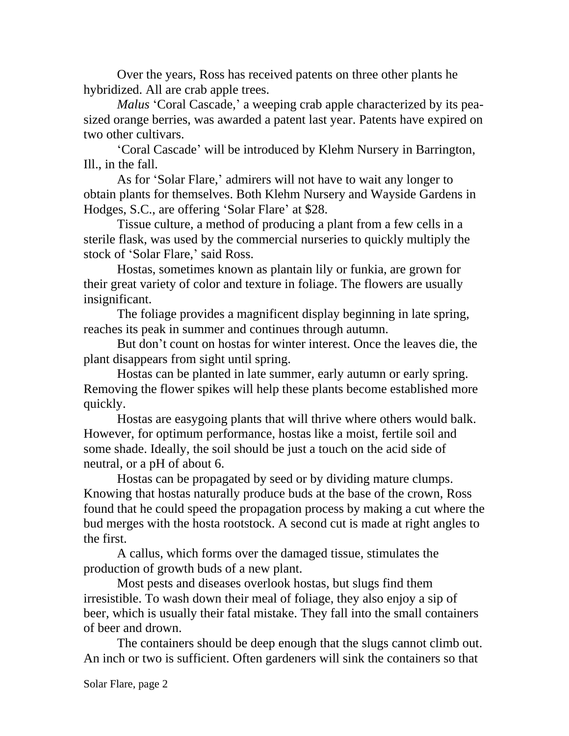Over the years, Ross has received patents on three other plants he hybridized. All are crab apple trees.

*Malus* 'Coral Cascade,' a weeping crab apple characterized by its pea-sized orange berries, was awarded a patent last year. Patents have expired on two other cultivars.

'Coral Cascade' will be introduced by Klehm Nursery in Barrington, Ill., in the fall.

As for 'Solar Flare,' admirers will not have to wait any longer to obtain plants for themselves. Both Klehm Nursery and Wayside Gardens in Hodges, S.C., are offering 'Solar Flare' at $28.

Tissue culture, a method of producing a plant from a few cells in a sterile flask, was used by the commercial nurseries to quickly multiply the stock of 'Solar Flare,' said Ross.

Hostas, sometimes known as plantain lily or funkia, are grown for their great variety of color and texture in foliage. The flowers are usually insignificant.

The foliage provides a magnificent display beginning in late spring, reaches its peak in summer and continues through autumn.

But don't count on hostas for winter interest. Once the leaves die, the plant disappears from sight until spring.

Hostas can be planted in late summer, early autumn or early spring. Removing the flower spikes will help these plants become established more quickly.

Hostas are easygoing plants that will thrive where others would balk. However, for optimum performance, hostas like a moist, fertile soil and some shade. Ideally, the soil should be just a touch on the acid side of neutral, or a pH of about 6.

Hostas can be propagated by seed or by dividing mature clumps. Knowing that hostas naturally produce buds at the base of the crown, Ross found that he could speed the propagation process by making a cut where the bud merges with the hosta rootstock. A second cut is made at right angles to the first.

A callus, which forms over the damaged tissue, stimulates the production of growth buds of a new plant.

Most pests and diseases overlook hostas, but slugs find them irresistible. To wash down their meal of foliage, they also enjoy a sip of beer, which is usually their fatal mistake. They fall into the small containers of beer and drown.

The containers should be deep enough that the slugs cannot climb out. An inch or two is sufficient. Often gardeners will sink the containers so that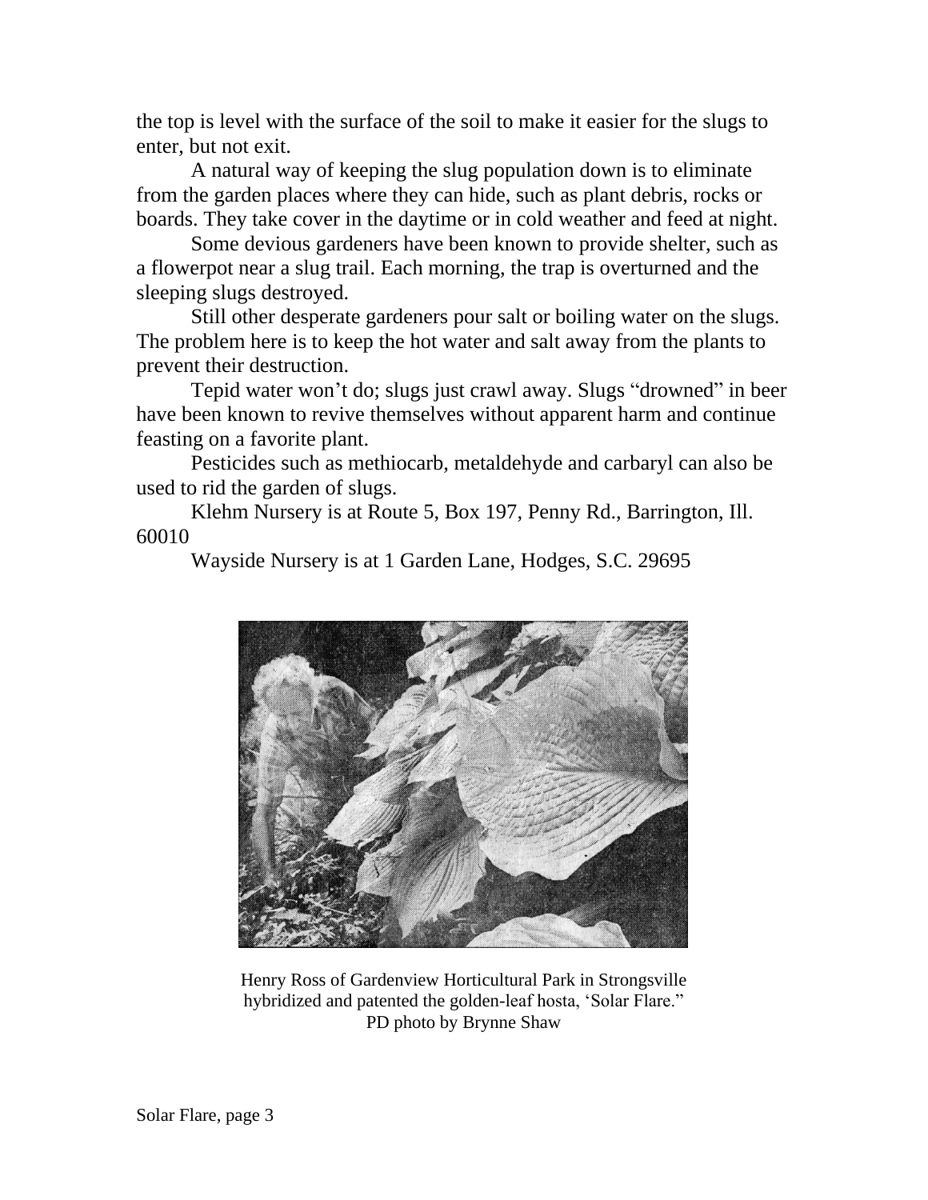the top is level with the surface of the soil to make it easier for the slugs to enter, but not exit.

A natural way of keeping the slug population down is to eliminate from the garden places where they can hide, such as plant debris, rocks or boards. They take cover in the daytime or in cold weather and feed at night.

Some devious gardeners have been known to provide shelter, such as a flowerpot near a slug trail. Each morning, the trap is overturned and the sleeping slugs destroyed.

Still other desperate gardeners pour salt or boiling water on the slugs. The problem here is to keep the hot water and salt away from the plants to prevent their destruction.

Tepid water won't do; slugs just crawl away. Slugs "drowned" in beer have been known to revive themselves without apparent harm and continue feasting on a favorite plant.

Pesticides such as methiocarb, metaldehyde and carbaryl can also be used to rid the garden of slugs.

Klehm Nursery is at Route 5, Box 197, Penny Rd., Barrington, Ill. 60010

Wayside Nursery is at 1 Garden Lane, Hodges, S.C. 29695

Henry Ross of Gardenview Horticultural Park in Strongsville hybridized and patented the golden-leaf hosta, 'Solar Flare."
PD photo by Brynne Shaw